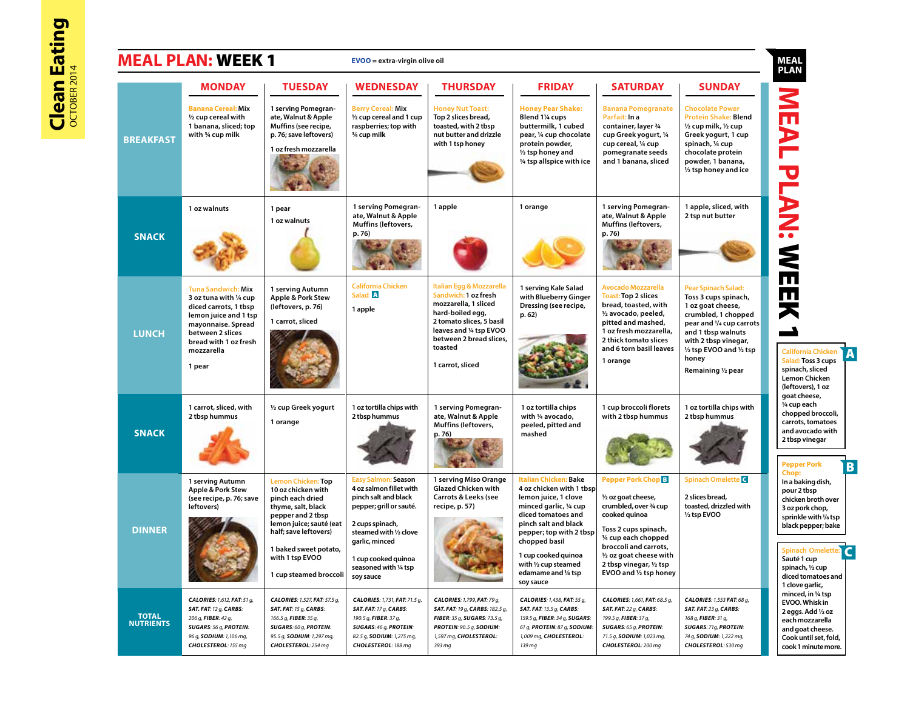# MEAL PLAN: WEEK 1

**EVOO** = extra-virgin olive oil

| | MONDAY | TUESDAY | WEDNESDAY | THURSDAY | FRIDAY | SATURDAY | SUNDAY |
|---|---|---|---|---|---|---|---|
| **BREAKFAST** | Banana Cereal: Mix ½ cup cereal with 1 banana, sliced; top with ¾ cup milk | 1 serving Pomegranate, Walnut & Apple Muffins (see recipe, p. 76; save leftovers)<br>1 oz fresh mozzarella | Berry Cereal: Mix ½ cup cereal and 1 cup raspberries; top with ¾ cup milk | Honey Nut Toast: Top 2 slices bread, toasted, with 2 tbsp nut butter and drizzle with 1 tsp honey | Honey Pear Shake: Blend 1¼ cups buttermilk, 1 cubed pear, ¼ cup chocolate protein powder, ½ tsp honey and ¼ tsp allspice with ice | Banana Pomegranate Parfait: In a container, layer ¾ cup Greek yogurt, ¼ cup cereal, ¼ cup pomegranate seeds and 1 banana, sliced | Chocolate Power Protein Shake: Blend ½ cup milk, ½ cup Greek yogurt, 1 cup spinach, ¼ cup chocolate protein powder, 1 banana, ½ tsp honey and ice |
| **SNACK** | 1 oz walnuts | 1 pear<br>1 oz walnuts | 1 serving Pomegranate, Walnut & Apple Muffins (leftovers, p. 76) | 1 apple | 1 orange | 1 serving Pomegranate, Walnut & Apple Muffins (leftovers, p. 76) | 1 apple, sliced, with 2 tsp nut butter |
| **LUNCH** | Tuna Sandwich: Mix 3 oz tuna with ¼ cup diced carrots, 1 tbsp lemon juice and 1 tsp mayonnaise. Spread between 2 slices bread with 1 oz fresh mozzarella<br>1 pear | 1 serving Autumn Apple & Pork Stew (leftovers, p. 76)<br>1 carrot, sliced | California Chicken Salad A<br>1 apple | Italian Egg & Mozzarella Sandwich: 1 oz fresh mozzarella, 1 sliced hard-boiled egg, 2 tomato slices, 5 basil leaves and ¼ tsp EVOO between 2 bread slices, toasted<br>1 carrot, sliced | 1 serving Kale Salad with Blueberry Ginger Dressing (see recipe, p. 62) | Avocado Mozzarella Toast: Top 2 slices bread, toasted, with ½ avocado, peeled, pitted and mashed, 1 oz fresh mozzarella, 2 thick tomato slices and 6 torn basil leaves<br>1 orange | Pear Spinach Salad: Toss 3 cups spinach, 1 oz goat cheese, crumbled, 1 chopped pear and ¼ cup carrots and 1 tbsp walnuts with 2 tbsp vinegar, ½ tsp EVOO and ½ tsp honey<br>Remaining ½ pear |
| **SNACK** | 1 carrot, sliced, with 2 tbsp hummus | ½ cup Greek yogurt<br>1 orange | 1 oz tortilla chips with 2 tbsp hummus | 1 serving Pomegranate, Walnut & Apple Muffins (leftovers, p. 76) | 1 oz tortilla chips with ¼ avocado, peeled, pitted and mashed | 1 cup broccoli florets with 2 tbsp hummus | 1 oz tortilla chips with 2 tbsp hummus |
| **DINNER** | 1 serving Autumn Apple & Pork Stew (see recipe, p. 76; save leftovers) | Lemon Chicken: Top 10 oz chicken with pinch each dried thyme, salt, black pepper and 2 tbsp lemon juice; sauté (eat half; save leftovers)<br>1 baked sweet potato, with 1 tsp EVOO<br>1 cup steamed broccoli | Easy Salmon: Season 4 oz salmon fillet with pinch salt and black pepper; grill or sauté.<br>2 cups spinach, steamed with ½ clove garlic, minced<br>1 cup cooked quinoa seasoned with ¼ tsp soy sauce | 1 serving Miso Orange Glazed Chicken with Carrots & Leeks (see recipe, p. 57) | Italian Chicken: Bake 4 oz chicken with 1 tbsp lemon juice, 1 clove minced garlic, ¼ cup diced tomatoes and pinch salt and black pepper; top with 2 tbsp chopped basil<br>1 cup cooked quinoa with ½ cup steamed edamame and ¼ tsp soy sauce | Pepper Pork Chop B<br>½ oz goat cheese, crumbled, over ¾ cup cooked quinoa<br>Toss 2 cups spinach, ¼ cup each chopped broccoli and carrots, ½ oz goat cheese with 2 tbsp vinegar, ½ tsp EVOO and ½ tsp honey | Spinach Omelette C<br>2 slices bread, toasted, drizzled with ½ tsp EVOO |
| **TOTAL NUTRIENTS** | *CALORIES*: 1,612, *FAT*: 51 g, *SAT. FAT*: 12 g, *CARBS*: 206 g, *FIBER*: 42 g, *SUGARS*: 56 g, *PROTEIN*: 96 g, *SODIUM*: 1,106 mg, *CHOLESTEROL*: 155 mg | *CALORIES*: 1,527, *FAT*: 57.5 g, *SAT. FAT*: 15 g, *CARBS*: 166.5 g, *FIBER*: 35 g, *SUGARS*: 60 g, *PROTEIN*: 95.5 g, *SODIUM*: 1,297 mg, *CHOLESTEROL*: 254 mg | *CALORIES*: 1,731, *FAT*: 71.5 g, *SAT. FAT*: 17 g, *CARBS*: 190.5 g, *FIBER*: 37 g, *SUGARS*: 46 g, *PROTEIN*: 82.5 g, *SODIUM*: 1,275 mg, *CHOLESTEROL*: 188 mg | *CALORIES*: 1,799, *FAT*: 79 g, *SAT. FAT*: 19 g, *CARBS*: 182.5 g, *FIBER*: 35 g, *SUGARS*: 73.5 g, *PROTEIN*: 90.5 g, *SODIUM*: 1,597 mg, *CHOLESTEROL*: 393 mg | *CALORIES*: 1,438, *FAT*: 55 g, *SAT. FAT*: 13.5 g, *CARBS*: 159.5 g, *FIBER*: 34 g, *SUGARS*: 61 g, *PROTEIN*: 87 g, *SODIUM*: 1,009 mg, *CHOLESTEROL*: 139 mg | *CALORIES*: 1,661, *FAT*: 68.5 g, *SAT. FAT*: 22 g, *CARBS*: 199.5 g, *FIBER*: 37 g, *SUGARS*: 65 g, *PROTEIN*: 71.5 g, *SODIUM*: 1,023 mg, *CHOLESTEROL*: 200 mg | *CALORIES*: 1,553 *FAT*: 68 g, *SAT. FAT*: 23 g, *CARBS*: 168 g, *FIBER*: 31 g, *SUGARS*: 71g, *PROTEIN*: 74 g, *SODIUM*: 1,222 mg, *CHOLESTEROL*: 530 mg |

**A — California Chicken Salad:** Toss 3 cups spinach, sliced Lemon Chicken (leftovers), 1 oz goat cheese, ¼ cup each chopped broccoli, carrots, tomatoes and avocado with 2 tbsp vinegar

**B — Pepper Pork Chop:** In a baking dish, pour 2 tbsp chicken broth over 3 oz pork chop, sprinkle with ⅛ tsp black pepper; bake

**C — Spinach Omelette:** Sauté 1 cup spinach, ½ cup diced tomatoes and 1 clove garlic, minced, in ¼ tsp EVOO. Whisk in 2 eggs. Add ½ oz each mozzarella and goat cheese. Cook until set, fold, cook 1 minute more.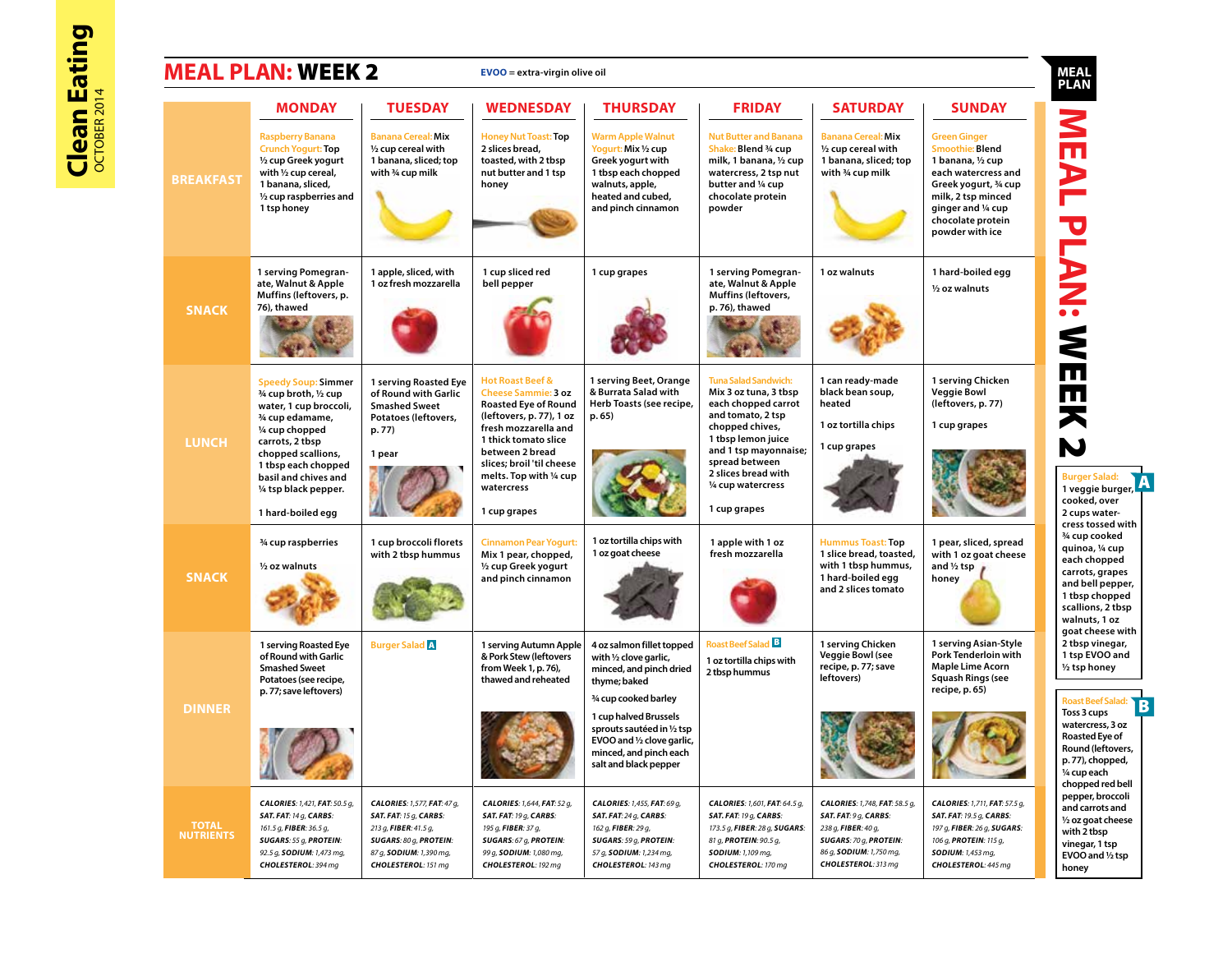# MEAL PLAN: WEEK 2

**EVOO** = extra-virgin olive oil

| | MONDAY | TUESDAY | WEDNESDAY | THURSDAY | FRIDAY | SATURDAY | SUNDAY |
|---|---|---|---|---|---|---|---|
| **BREAKFAST** | Raspberry Banana Crunch Yogurt: Top ½ cup Greek yogurt with ½ cup cereal, 1 banana, sliced, ½ cup raspberries and 1 tsp honey | Banana Cereal: Mix ½ cup cereal with 1 banana, sliced; top with ¾ cup milk | Honey Nut Toast: Top 2 slices bread, toasted, with 2 tbsp nut butter and 1 tsp honey | Warm Apple Walnut Yogurt: Mix ½ cup Greek yogurt with 1 tbsp each chopped walnuts, apple, heated and cubed, and pinch cinnamon | Nut Butter and Banana Shake: Blend ¾ cup milk, 1 banana, ½ cup watercress, 2 tsp nut butter and ¼ cup chocolate protein powder | Banana Cereal: Mix ½ cup cereal with 1 banana, sliced; top with ¾ cup milk | Green Ginger Smoothie: Blend 1 banana, ½ cup each watercress and Greek yogurt, ¾ cup milk, 2 tsp minced ginger and ¼ cup chocolate protein powder with ice |
| **SNACK** | 1 serving Pomegranate, Walnut & Apple Muffins (leftovers, p. 76), thawed | 1 apple, sliced, with 1 oz fresh mozzarella | 1 cup sliced red bell pepper | 1 cup grapes | 1 serving Pomegranate, Walnut & Apple Muffins (leftovers, p. 76), thawed | 1 oz walnuts | 1 hard-boiled egg<br>½ oz walnuts |
| **LUNCH** | Speedy Soup: Simmer ¾ cup broth, ½ cup water, 1 cup broccoli, ¾ cup edamame, ¼ cup chopped carrots, 2 tbsp chopped scallions, 1 tbsp each chopped basil and chives and ¼ tsp black pepper.<br>1 hard-boiled egg | 1 serving Roasted Eye of Round with Garlic Smashed Sweet Potatoes (leftovers, p. 77)<br>1 pear | Hot Roast Beef & Cheese Sammie: 3 oz Roasted Eye of Round (leftovers, p. 77), 1 oz fresh mozzarella and 1 thick tomato slice between 2 bread slices; broil 'til cheese melts. Top with ¼ cup watercress<br>1 cup grapes | 1 serving Beet, Orange & Burrata Salad with Herb Toasts (see recipe, p. 65) | Tuna Salad Sandwich: Mix 3 oz tuna, 3 tbsp each chopped carrot and tomato, 2 tsp chopped chives, 1 tbsp lemon juice and 1 tsp mayonnaise; spread between 2 slices bread with ¼ cup watercress<br>1 cup grapes | 1 can ready-made black bean soup, heated<br>1 oz tortilla chips<br>1 cup grapes | 1 serving Chicken Veggie Bowl (leftovers, p. 77)<br>1 cup grapes |
| **SNACK** | ¾ cup raspberries<br>½ oz walnuts | 1 cup broccoli florets with 2 tbsp hummus | Cinnamon Pear Yogurt: Mix 1 pear, chopped, ½ cup Greek yogurt and pinch cinnamon | 1 oz tortilla chips with 1 oz goat cheese | 1 apple with 1 oz fresh mozzarella | Hummus Toast: Top 1 slice bread, toasted, with 1 tbsp hummus, 1 hard-boiled egg and 2 slices tomato | 1 pear, sliced, spread with 1 oz goat cheese and ½ tsp honey |
| **DINNER** | 1 serving Roasted Eye of Round with Garlic Smashed Sweet Potatoes (see recipe, p. 77; save leftovers) | Burger Salad A | 1 serving Autumn Apple & Pork Stew (leftovers from Week 1, p. 76), thawed and reheated | 4 oz salmon fillet topped with ½ clove garlic, minced, and pinch dried thyme; baked<br>¾ cup cooked barley<br>1 cup halved Brussels sprouts sautéed in ½ tsp EVOO and ½ clove garlic, minced, and pinch each salt and black pepper | Roast Beef Salad B<br>1 oz tortilla chips with 2 tbsp hummus | 1 serving Chicken Veggie Bowl (see recipe, p. 77; save leftovers) | 1 serving Asian-Style Pork Tenderloin with Maple Lime Acorn Squash Rings (see recipe, p. 65) |
| **TOTAL NUTRIENTS** | *CALORIES:* 1,421, *FAT:* 50.5 g, *SAT. FAT:* 14 g, *CARBS:* 161.5 g, *FIBER:* 36.5 g, *SUGARS:* 55 g, *PROTEIN:* 92.5 g, *SODIUM:* 1,473 mg, *CHOLESTEROL:* 394 mg | *CALORIES:* 1,577, *FAT:* 47 g, *SAT. FAT:* 15 g, *CARBS:* 213 g, *FIBER:* 41.5 g, *SUGARS:* 80 g, *PROTEIN:* 87 g, *SODIUM:* 1,390 mg, *CHOLESTEROL:* 151 mg | *CALORIES:* 1,644, *FAT:* 52 g, *SAT. FAT:* 19 g, *CARBS:* 195 g, *FIBER:* 37 g, *SUGARS:* 67 g, *PROTEIN:* 99 g, *SODIUM:* 1,080 mg, *CHOLESTEROL:* 192 mg | *CALORIES:* 1,455, *FAT:* 69 g, *SAT. FAT:* 24 g, *CARBS:* 162 g, *FIBER:* 29 g, *SUGARS:* 59 g, *PROTEIN:* 57 g, *SODIUM:* 1,234 mg, *CHOLESTEROL:* 143 mg | *CALORIES:* 1,601, *FAT:* 64.5 g, *SAT. FAT:* 19 g, *CARBS:* 173.5 g, *FIBER:* 28 g, *SUGARS:* 81 g, *PROTEIN:* 90.5 g, *SODIUM:* 1,109 mg, *CHOLESTEROL:* 170 mg | *CALORIES:* 1,748, *FAT:* 58.5 g, *SAT. FAT:* 9 g, *CARBS:* 238 g, *FIBER:* 40 g, *SUGARS:* 70 g, *PROTEIN:* 86 g, *SODIUM:* 1,750 mg, *CHOLESTEROL:* 313 mg | *CALORIES:* 1,711, *FAT:* 57.5 g, *SAT. FAT:* 19.5 g, *CARBS:* 197 g, *FIBER:* 26 g, *SUGARS:* 106 g, *PROTEIN:* 115 g, *SODIUM:* 1,453 mg, *CHOLESTEROL:* 445 mg |

**A — Burger Salad:** 1 veggie burger, cooked, over 2 cups watercress tossed with ¾ cup cooked quinoa, ¼ cup each chopped carrots, grapes and bell pepper, 1 tbsp chopped scallions, 2 tbsp walnuts, 1 oz goat cheese with 2 tbsp vinegar, 1 tsp EVOO and ½ tsp honey

**B — Roast Beef Salad:** Toss 3 cups watercress, 3 oz Roasted Eye of Round (leftovers, p. 77), chopped, ¼ cup each chopped red bell pepper, broccoli and carrots and ½ oz goat cheese with 2 tbsp vinegar, 1 tsp EVOO and ½ tsp honey